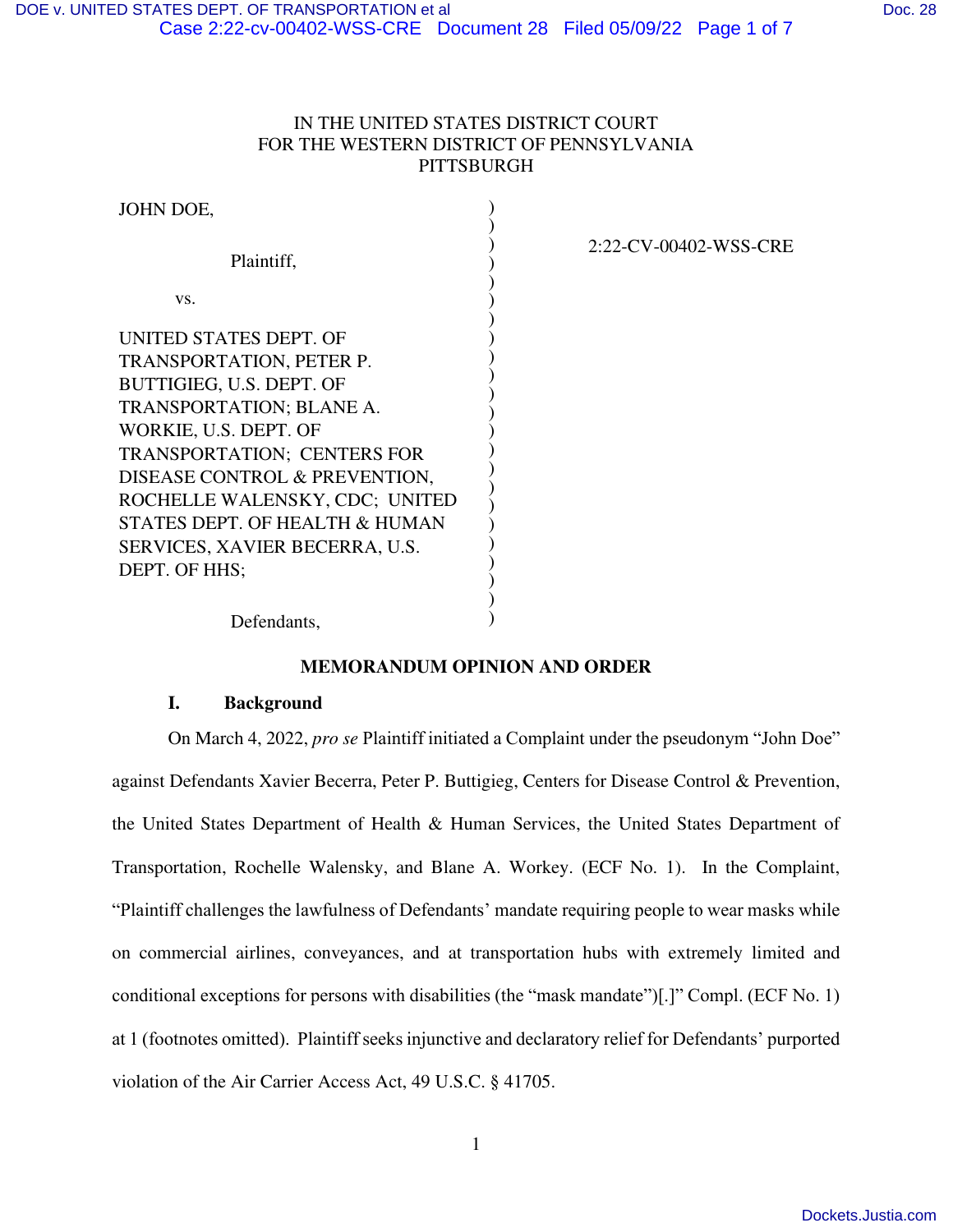IN THE UNITED STATES DISTRICT COURT
FOR THE WESTERN DISTRICT OF PENNSYLVANIA
PITTSBURGH

| | |
|---|---|
| JOHN DOE,<br><br>Plaintiff,<br><br>vs.<br><br>UNITED STATES DEPT. OF TRANSPORTATION, PETER P. BUTTIGIEG, U.S. DEPT. OF TRANSPORTATION; BLANE A. WORKIE, U.S. DEPT. OF TRANSPORTATION; CENTERS FOR DISEASE CONTROL & PREVENTION, ROCHELLE WALENSKY, CDC; UNITED STATES DEPT. OF HEALTH & HUMAN SERVICES, XAVIER BECERRA, U.S. DEPT. OF HHS;<br><br>Defendants, | 2:22-CV-00402-WSS-CRE |

**MEMORANDUM OPINION AND ORDER**

## I. Background

On March 4, 2022, *pro se* Plaintiff initiated a Complaint under the pseudonym "John Doe" against Defendants Xavier Becerra, Peter P. Buttigieg, Centers for Disease Control & Prevention, the United States Department of Health & Human Services, the United States Department of Transportation, Rochelle Walensky, and Blane A. Workey. (ECF No. 1). In the Complaint, "Plaintiff challenges the lawfulness of Defendants' mandate requiring people to wear masks while on commercial airlines, conveyances, and at transportation hubs with extremely limited and conditional exceptions for persons with disabilities (the "mask mandate")[.]" Compl. (ECF No. 1) at 1 (footnotes omitted). Plaintiff seeks injunctive and declaratory relief for Defendants' purported violation of the Air Carrier Access Act, 49 U.S.C. § 41705.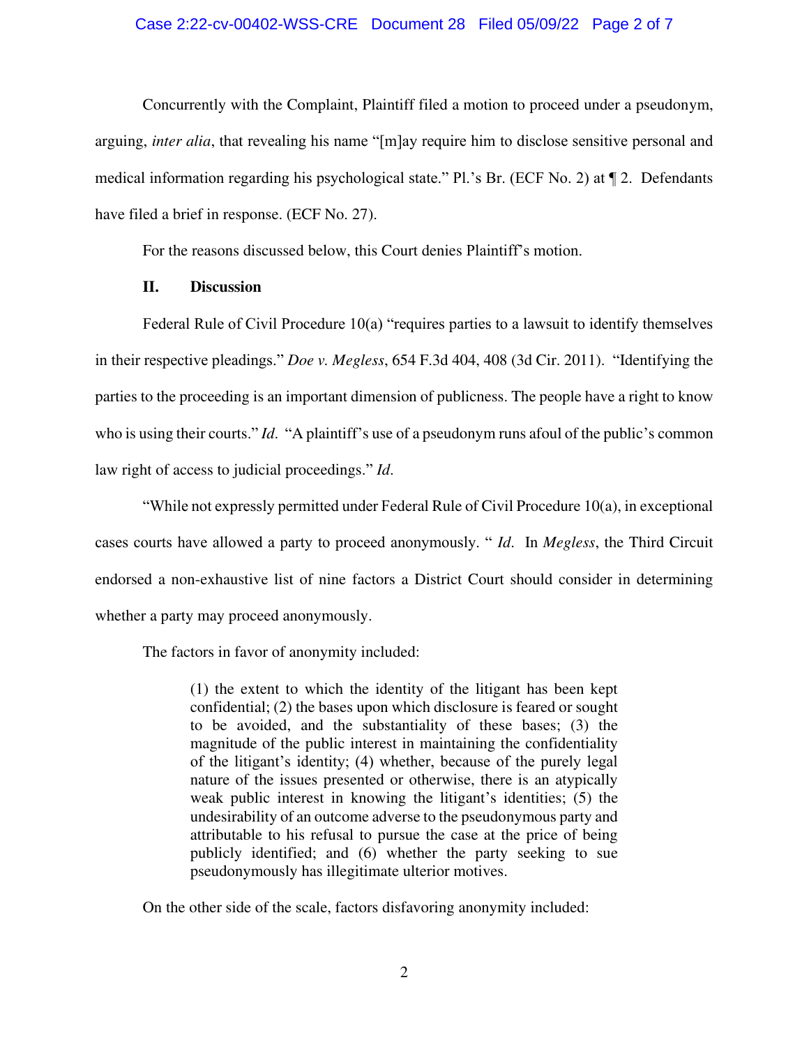Concurrently with the Complaint, Plaintiff filed a motion to proceed under a pseudonym, arguing, *inter alia*, that revealing his name "[m]ay require him to disclose sensitive personal and medical information regarding his psychological state." Pl.'s Br. (ECF No. 2) at ¶ 2. Defendants have filed a brief in response. (ECF No. 27).

For the reasons discussed below, this Court denies Plaintiff's motion.

## II. Discussion

Federal Rule of Civil Procedure 10(a) "requires parties to a lawsuit to identify themselves in their respective pleadings." *Doe v. Megless*, 654 F.3d 404, 408 (3d Cir. 2011). "Identifying the parties to the proceeding is an important dimension of publicness. The people have a right to know who is using their courts." *Id.* "A plaintiff's use of a pseudonym runs afoul of the public's common law right of access to judicial proceedings." *Id.*

"While not expressly permitted under Federal Rule of Civil Procedure 10(a), in exceptional cases courts have allowed a party to proceed anonymously. " *Id.* In *Megless*, the Third Circuit endorsed a non-exhaustive list of nine factors a District Court should consider in determining whether a party may proceed anonymously.

The factors in favor of anonymity included:

> (1) the extent to which the identity of the litigant has been kept confidential; (2) the bases upon which disclosure is feared or sought to be avoided, and the substantiality of these bases; (3) the magnitude of the public interest in maintaining the confidentiality of the litigant's identity; (4) whether, because of the purely legal nature of the issues presented or otherwise, there is an atypically weak public interest in knowing the litigant's identities; (5) the undesirability of an outcome adverse to the pseudonymous party and attributable to his refusal to pursue the case at the price of being publicly identified; and (6) whether the party seeking to sue pseudonymously has illegitimate ulterior motives.

On the other side of the scale, factors disfavoring anonymity included: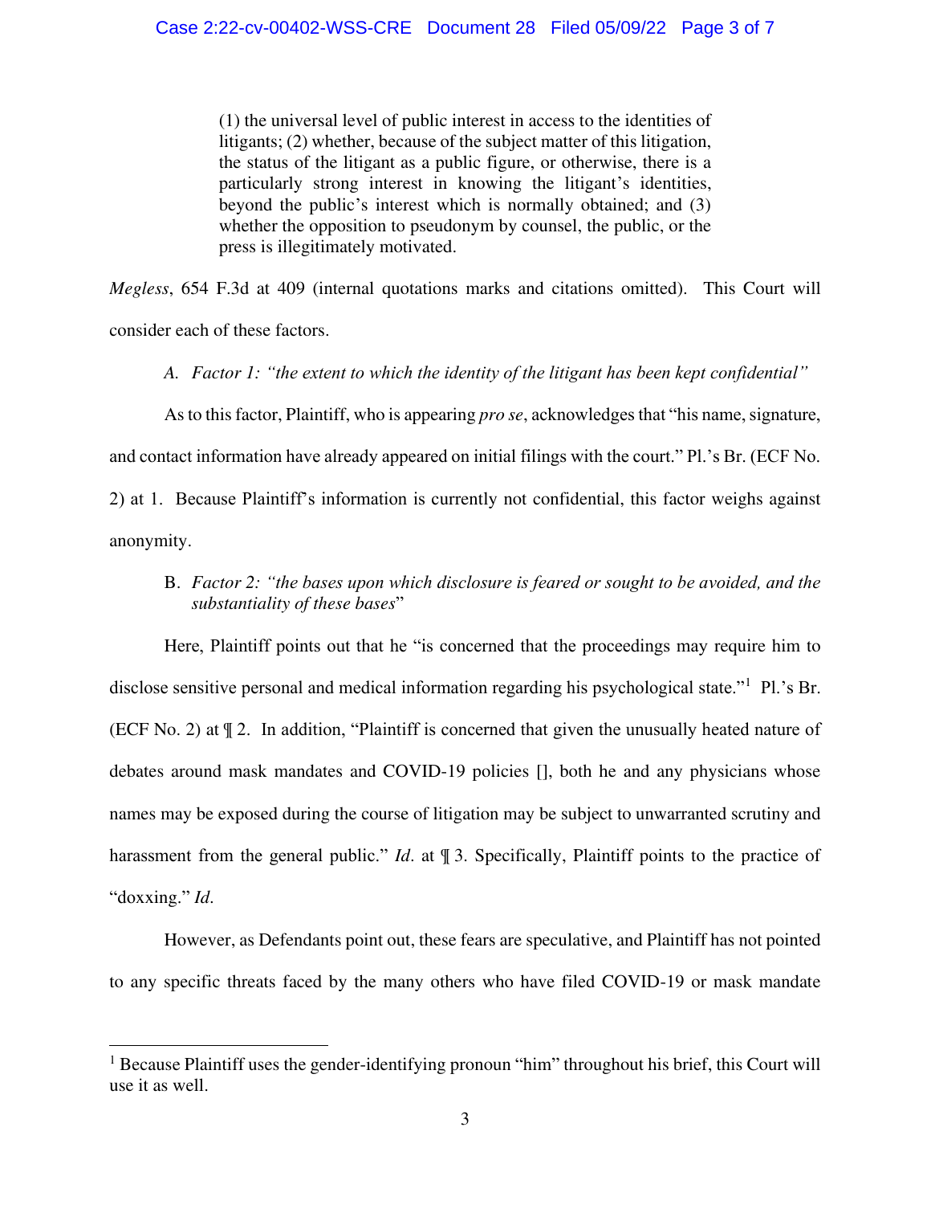> (1) the universal level of public interest in access to the identities of litigants; (2) whether, because of the subject matter of this litigation, the status of the litigant as a public figure, or otherwise, there is a particularly strong interest in knowing the litigant's identities, beyond the public's interest which is normally obtained; and (3) whether the opposition to pseudonym by counsel, the public, or the press is illegitimately motivated.

*Megless*, 654 F.3d at 409 (internal quotations marks and citations omitted). This Court will consider each of these factors.

*A. Factor 1: "the extent to which the identity of the litigant has been kept confidential"*

As to this factor, Plaintiff, who is appearing *pro se*, acknowledges that "his name, signature, and contact information have already appeared on initial filings with the court." Pl.'s Br. (ECF No. 2) at 1. Because Plaintiff's information is currently not confidential, this factor weighs against anonymity.

B. *Factor 2: "the bases upon which disclosure is feared or sought to be avoided, and the substantiality of these bases*"

Here, Plaintiff points out that he "is concerned that the proceedings may require him to disclose sensitive personal and medical information regarding his psychological state."[1] Pl.'s Br. (ECF No. 2) at ¶ 2. In addition, "Plaintiff is concerned that given the unusually heated nature of debates around mask mandates and COVID-19 policies [], both he and any physicians whose names may be exposed during the course of litigation may be subject to unwarranted scrutiny and harassment from the general public." *Id*. at ¶ 3. Specifically, Plaintiff points to the practice of "doxxing." *Id.*

However, as Defendants point out, these fears are speculative, and Plaintiff has not pointed to any specific threats faced by the many others who have filed COVID-19 or mask mandate

[1] Because Plaintiff uses the gender-identifying pronoun "him" throughout his brief, this Court will use it as well.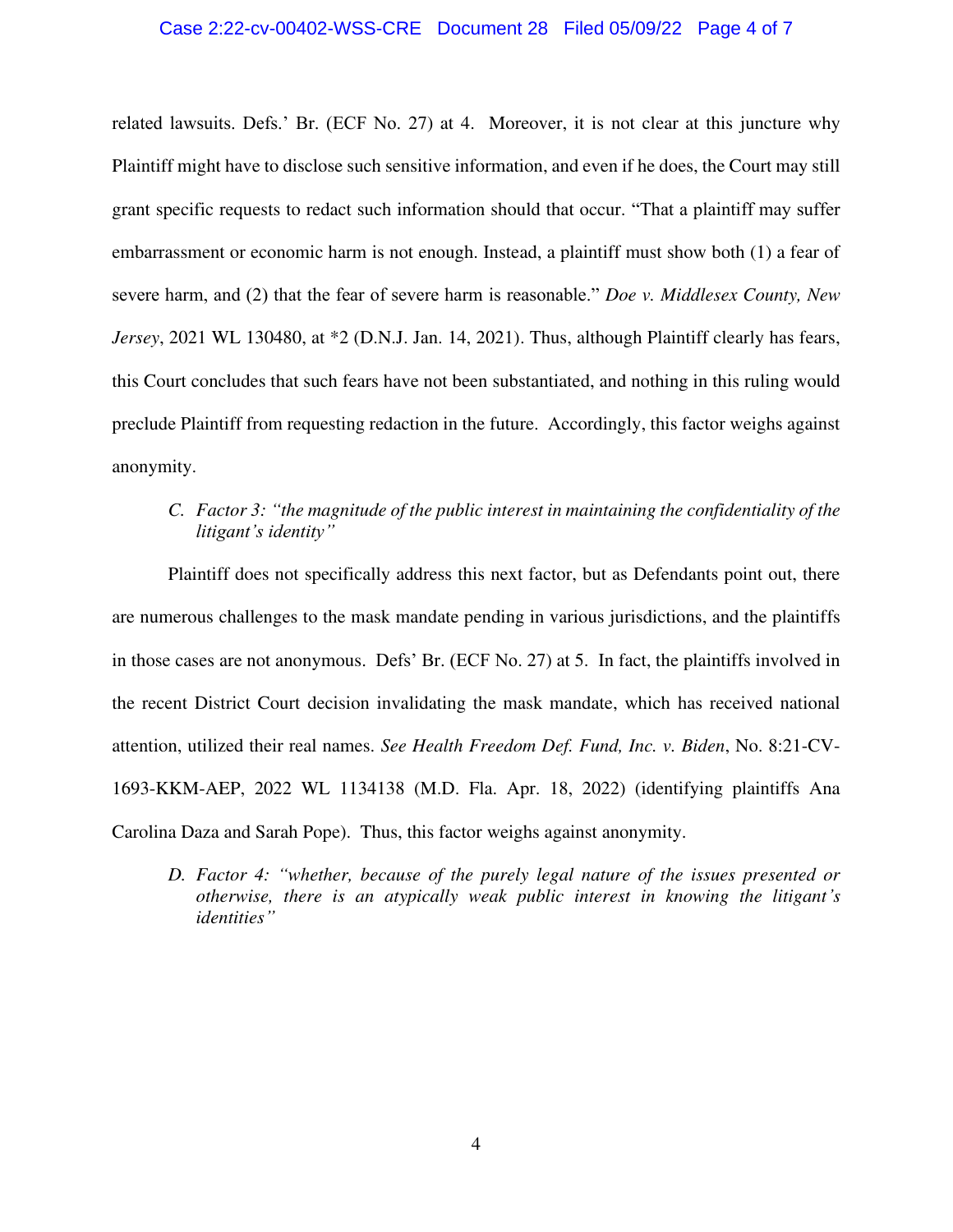related lawsuits. Defs.' Br. (ECF No. 27) at 4. Moreover, it is not clear at this juncture why Plaintiff might have to disclose such sensitive information, and even if he does, the Court may still grant specific requests to redact such information should that occur. "That a plaintiff may suffer embarrassment or economic harm is not enough. Instead, a plaintiff must show both (1) a fear of severe harm, and (2) that the fear of severe harm is reasonable." *Doe v. Middlesex County, New Jersey*, 2021 WL 130480, at *2 (D.N.J. Jan. 14, 2021). Thus, although Plaintiff clearly has fears, this Court concludes that such fears have not been substantiated, and nothing in this ruling would preclude Plaintiff from requesting redaction in the future. Accordingly, this factor weighs against anonymity.

### C. *Factor 3: "the magnitude of the public interest in maintaining the confidentiality of the litigant's identity"*

Plaintiff does not specifically address this next factor, but as Defendants point out, there are numerous challenges to the mask mandate pending in various jurisdictions, and the plaintiffs in those cases are not anonymous. Defs' Br. (ECF No. 27) at 5. In fact, the plaintiffs involved in the recent District Court decision invalidating the mask mandate, which has received national attention, utilized their real names. *See Health Freedom Def. Fund, Inc. v. Biden*, No. 8:21-CV-1693-KKM-AEP, 2022 WL 1134138 (M.D. Fla. Apr. 18, 2022) (identifying plaintiffs Ana Carolina Daza and Sarah Pope). Thus, this factor weighs against anonymity.

### D. *Factor 4: "whether, because of the purely legal nature of the issues presented or otherwise, there is an atypically weak public interest in knowing the litigant's identities"*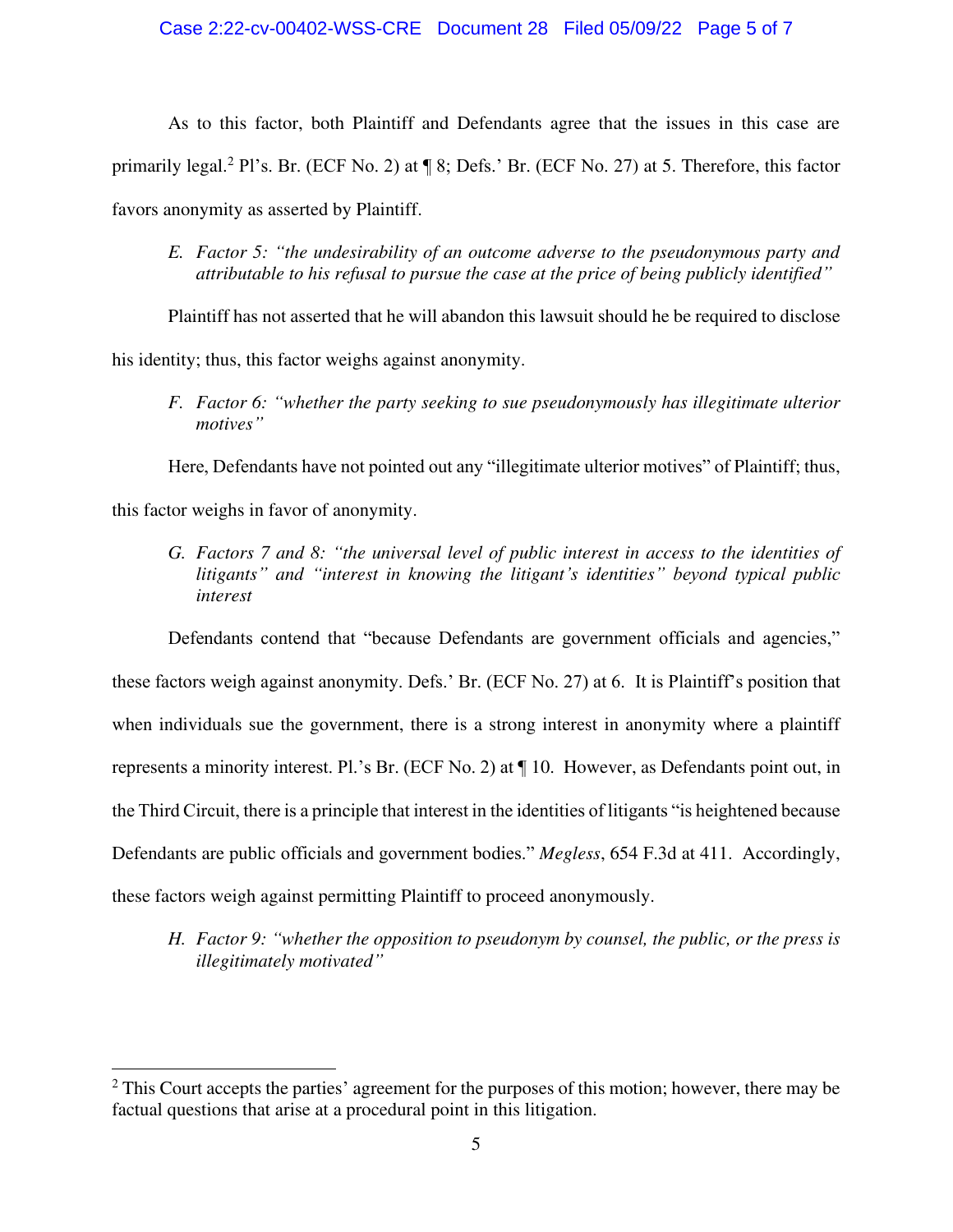As to this factor, both Plaintiff and Defendants agree that the issues in this case are primarily legal.[2] Pl's. Br. (ECF No. 2) at ¶ 8; Defs.' Br. (ECF No. 27) at 5. Therefore, this factor favors anonymity as asserted by Plaintiff.

*E. Factor 5: "the undesirability of an outcome adverse to the pseudonymous party and attributable to his refusal to pursue the case at the price of being publicly identified"*

Plaintiff has not asserted that he will abandon this lawsuit should he be required to disclose his identity; thus, this factor weighs against anonymity.

*F. Factor 6: "whether the party seeking to sue pseudonymously has illegitimate ulterior motives"*

Here, Defendants have not pointed out any "illegitimate ulterior motives" of Plaintiff; thus, this factor weighs in favor of anonymity.

*G. Factors 7 and 8: "the universal level of public interest in access to the identities of litigants" and "interest in knowing the litigant's identities" beyond typical public interest*

Defendants contend that "because Defendants are government officials and agencies," these factors weigh against anonymity. Defs.' Br. (ECF No. 27) at 6. It is Plaintiff's position that when individuals sue the government, there is a strong interest in anonymity where a plaintiff represents a minority interest. Pl.'s Br. (ECF No. 2) at ¶ 10. However, as Defendants point out, in the Third Circuit, there is a principle that interest in the identities of litigants "is heightened because Defendants are public officials and government bodies." *Megless*, 654 F.3d at 411. Accordingly, these factors weigh against permitting Plaintiff to proceed anonymously.

*H. Factor 9: "whether the opposition to pseudonym by counsel, the public, or the press is illegitimately motivated"*

---

[2] This Court accepts the parties' agreement for the purposes of this motion; however, there may be factual questions that arise at a procedural point in this litigation.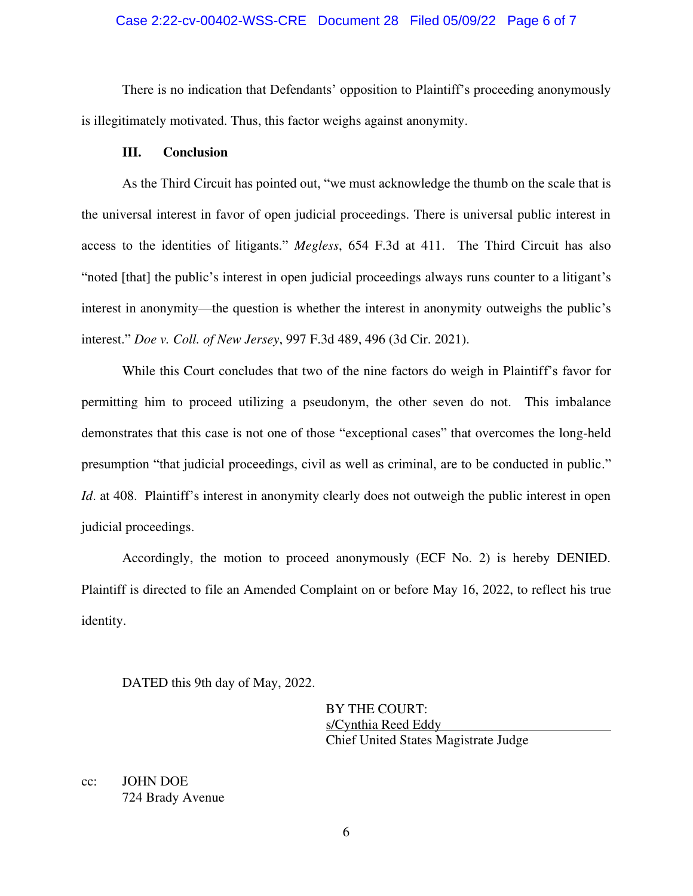There is no indication that Defendants' opposition to Plaintiff's proceeding anonymously is illegitimately motivated. Thus, this factor weighs against anonymity.

## III. Conclusion

As the Third Circuit has pointed out, "we must acknowledge the thumb on the scale that is the universal interest in favor of open judicial proceedings. There is universal public interest in access to the identities of litigants." *Megless*, 654 F.3d at 411. The Third Circuit has also "noted [that] the public's interest in open judicial proceedings always runs counter to a litigant's interest in anonymity—the question is whether the interest in anonymity outweighs the public's interest." *Doe v. Coll. of New Jersey*, 997 F.3d 489, 496 (3d Cir. 2021).

While this Court concludes that two of the nine factors do weigh in Plaintiff's favor for permitting him to proceed utilizing a pseudonym, the other seven do not. This imbalance demonstrates that this case is not one of those "exceptional cases" that overcomes the long-held presumption "that judicial proceedings, civil as well as criminal, are to be conducted in public." *Id*. at 408. Plaintiff's interest in anonymity clearly does not outweigh the public interest in open judicial proceedings.

Accordingly, the motion to proceed anonymously (ECF No. 2) is hereby DENIED. Plaintiff is directed to file an Amended Complaint on or before May 16, 2022, to reflect his true identity.

DATED this 9th day of May, 2022.

BY THE COURT:
s/Cynthia Reed Eddy
Chief United States Magistrate Judge

cc: JOHN DOE
724 Brady Avenue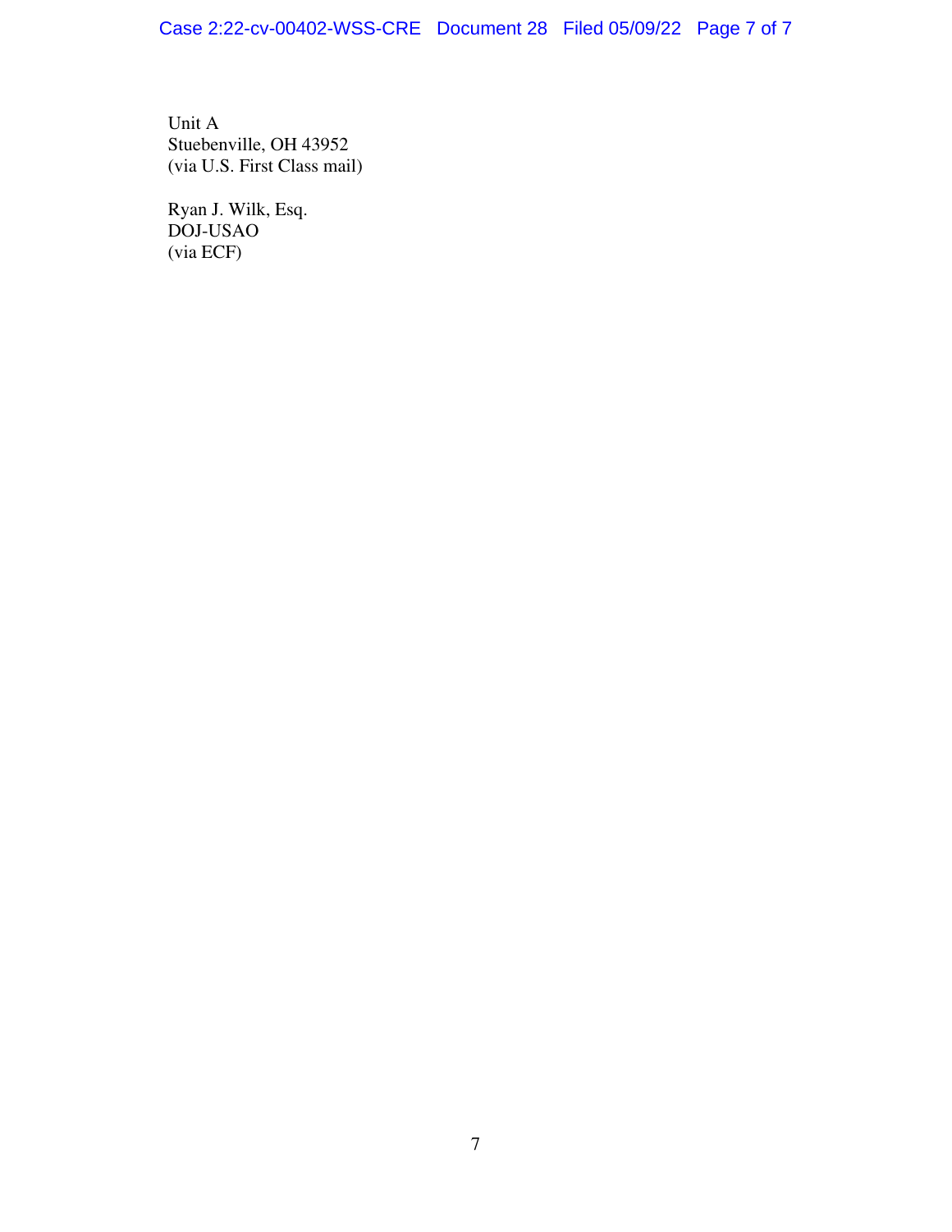Unit A
Stuebenville, OH 43952
(via U.S. First Class mail)

Ryan J. Wilk, Esq.
DOJ-USAO
(via ECF)